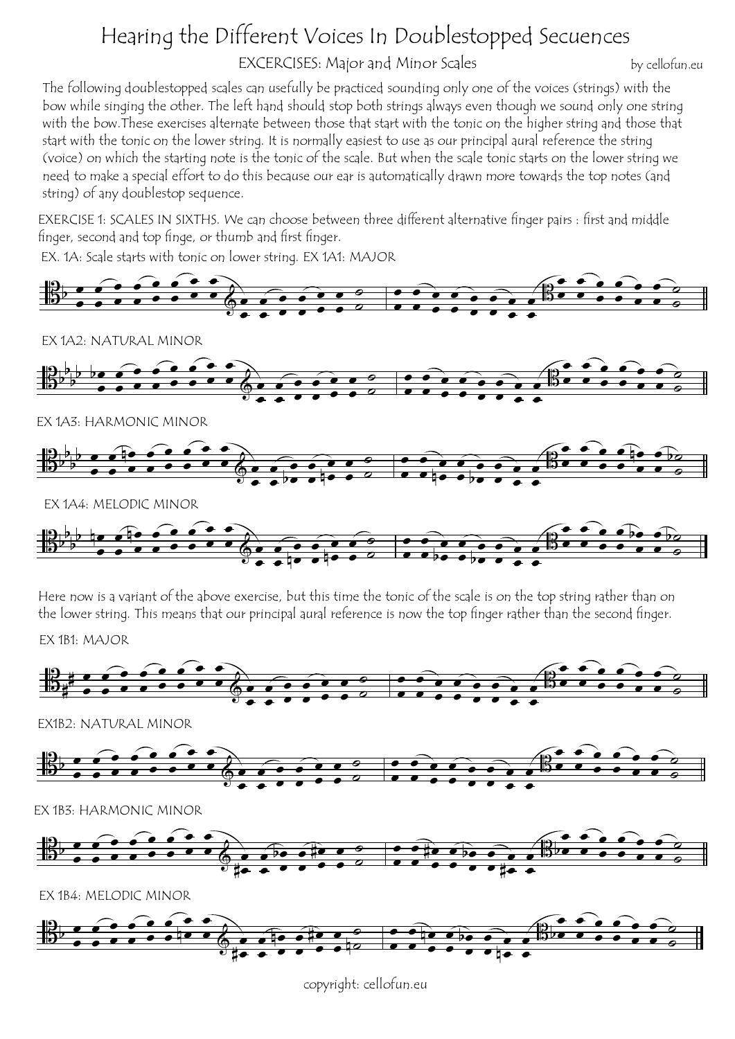# Hearing the Different Voices In Doublestopped Secuences

EXCERCISES: Major and Minor Scales

by cellofun.eu

The following doublestopped scales can usefully be practiced sounding only one of the voices (strings) with the bow while singing the other. The left hand should stop both strings always even though we sound only one string with the bow.These exercises alternate between those that start with the tonic on the higher string and those that start with the tonic on the lower string. It is normally easiest to use as our principal aural reference the string (voice) on which the starting note is the tonic of the scale. But when the scale tonic starts on the lower string we need to make a special effort to do this because our ear is automatically drawn more towards the top notes (and string) of any doublestop sequence.

EXERCISE 1: SCALES IN SIXTHS. We can choose between three different alternative finger pairs : first and middle finger, second and top finge, or thumb and first finger.

EX. 1A: Scale starts with tonic on lower string. EX 1A1: MAJOR

EX 1A2: NATURAL MINOR

EX 1A3: HARMONIC MINOR

EX 1A4: MELODIC MINOR

Here now is a variant of the above exercise, but this time the tonic of the scale is on the top string rather than on the lower string. This means that our principal aural reference is now the top finger rather than the second finger.

EX 1B1: MAJOR

EX1B2: NATURAL MINOR

EX 1B3: HARMONIC MINOR

EX 1B4: MELODIC MINOR

copyright: cellofun.eu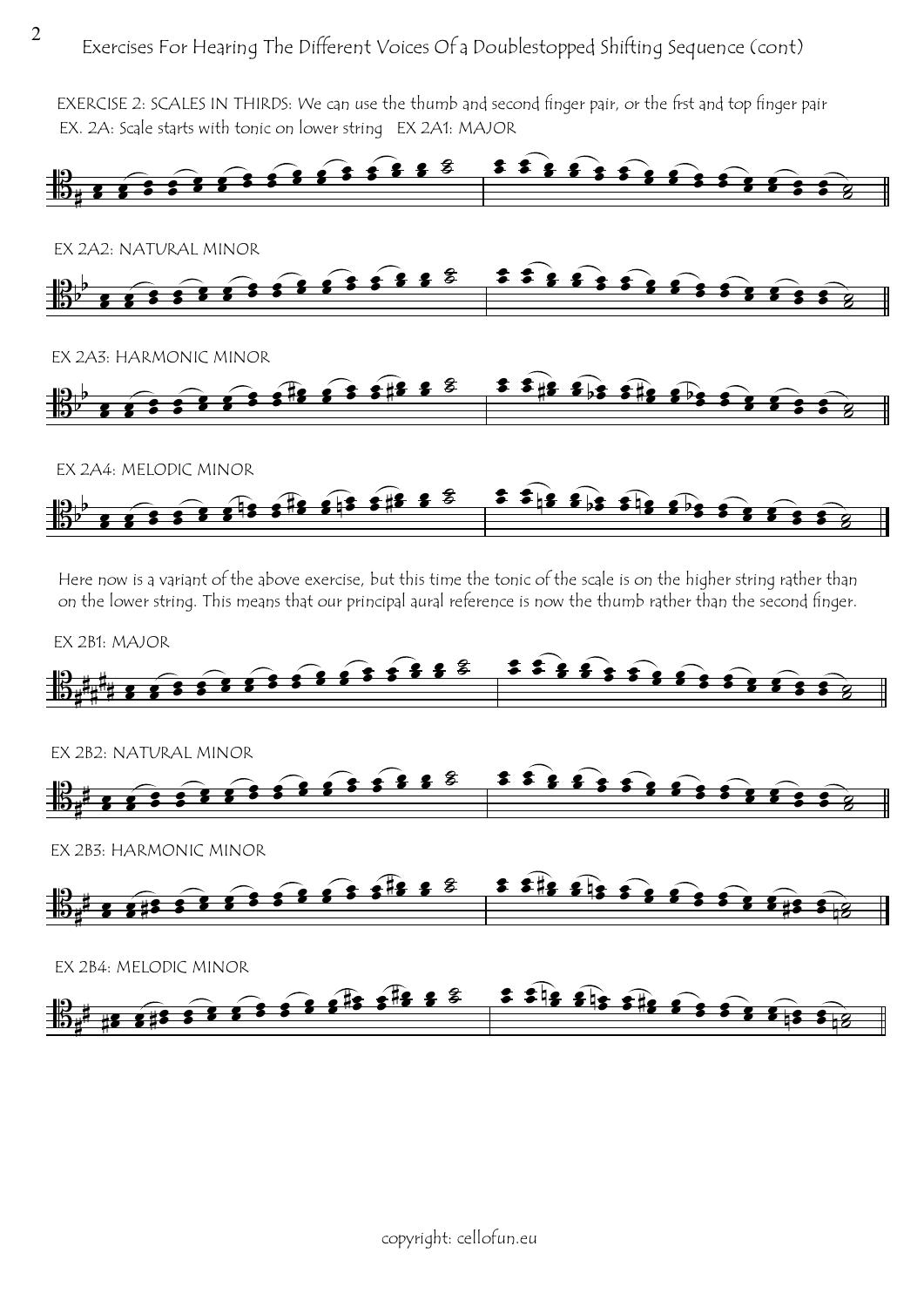Exercises For Hearing The Different Voices Of a Doublestopped Shifting Sequence (cont)

EXERCISE 2: SCALES IN THIRDS: We can use the thumb and second finger pair, or the frst and top finger pair

EX. 2A: Scale starts with tonic on lower string EX 2A1: MAJOR

EX 2A2: NATURAL MINOR

EX 2A3: HARMONIC MINOR

EX 2A4: MELODIC MINOR

Here now is a variant of the above exercise, but this time the tonic of the scale is on the higher string rather than on the lower string. This means that our principal aural reference is now the thumb rather than the second finger.

EX 2B1: MAJOR

EX 2B2: NATURAL MINOR

EX 2B3: HARMONIC MINOR

EX 2B4: MELODIC MINOR

copyright: cellofun.eu